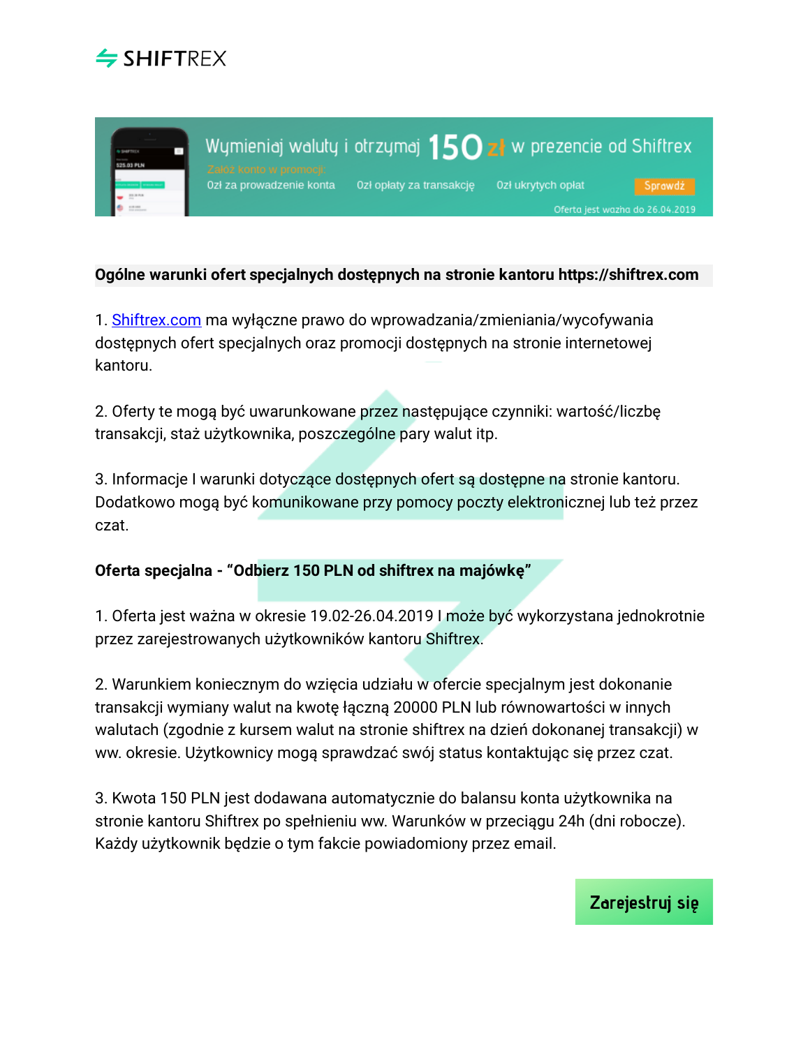SHIFTREX

Wymieniaj waluty i otrzymaj 150 zł w prezencie od Shiftrex

Załóż konto w promocji:

0zł za prowadzenie konta | 0zł opłaty za transakcję | 0zł ukrytych opłat

Sprawdź

Oferta jest ważna do 26.04.2019

**Ogólne warunki ofert specjalnych dostępnych na stronie kantoru https://shiftrex.com**

1. Shiftrex.com ma wyłączne prawo do wprowadzania/zmieniania/wycofywania dostępnych ofert specjalnych oraz promocji dostępnych na stronie internetowej kantoru.

2. Oferty te mogą być uwarunkowane przez następujące czynniki: wartość/liczbę transakcji, staż użytkownika, poszczególne pary walut itp.

3. Informacje I warunki dotyczące dostępnych ofert są dostępne na stronie kantoru. Dodatkowo mogą być komunikowane przy pomocy poczty elektronicznej lub też przez czat.

**Oferta specjalna - "Odbierz 150 PLN od shiftrex na majówkę"**

1. Oferta jest ważna w okresie 19.02-26.04.2019 I może być wykorzystana jednokrotnie przez zarejestrowanych użytkowników kantoru Shiftrex.

2. Warunkiem koniecznym do wzięcia udziału w ofercie specjalnym jest dokonanie transakcji wymiany walut na kwotę łączną 20000 PLN lub równowartości w innych walutach (zgodnie z kursem walut na stronie shiftrex na dzień dokonanej transakcji) w ww. okresie. Użytkownicy mogą sprawdzać swój status kontaktując się przez czat.

3. Kwota 150 PLN jest dodawana automatycznie do balansu konta użytkownika na stronie kantoru Shiftrex po spełnieniu ww. Warunków w przeciągu 24h (dni robocze). Każdy użytkownik będzie o tym fakcie powiadomiony przez email.

Zarejestruj się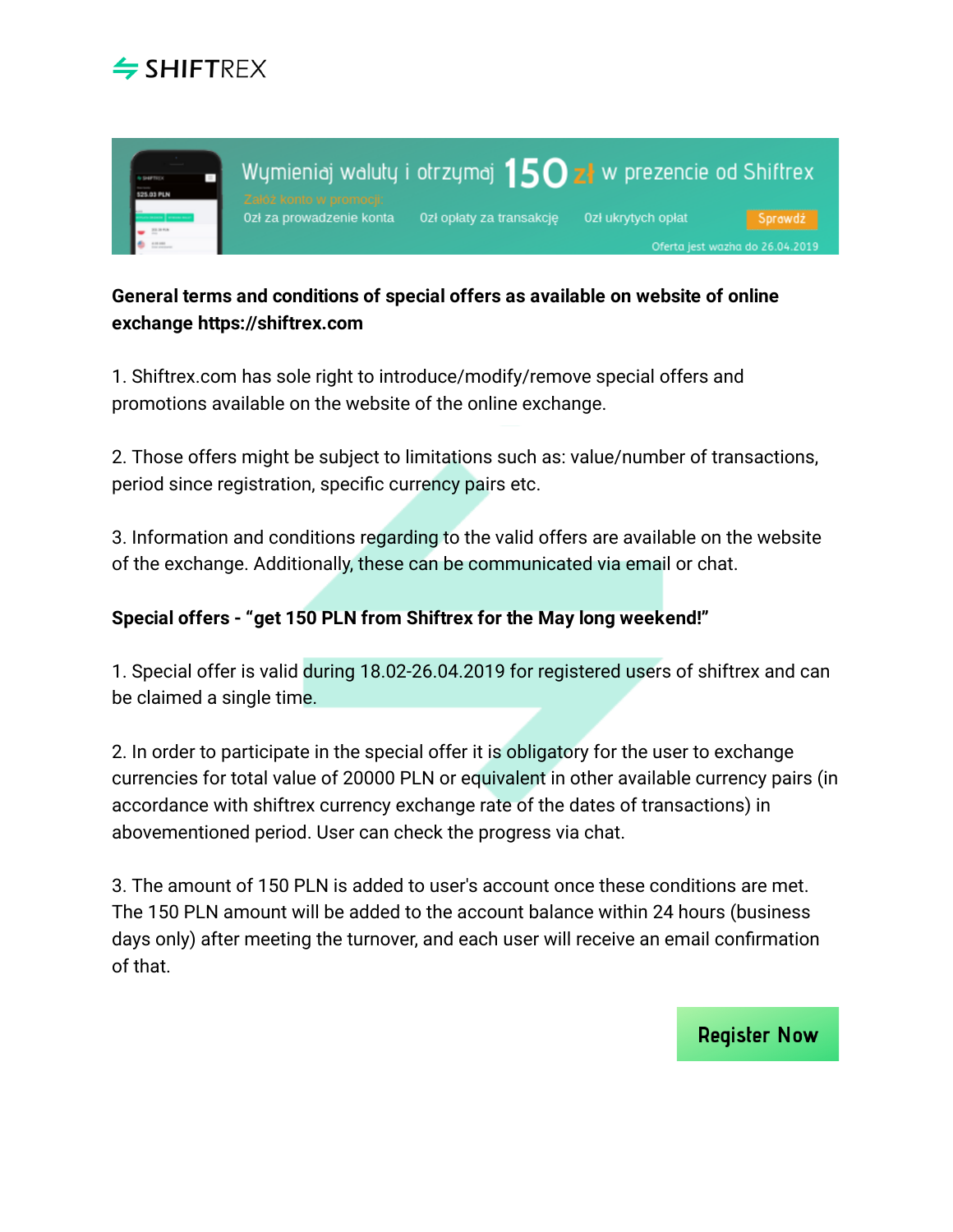SHIFTREX

Wymieniaj waluty i otrzymaj 150 zł w prezencie od Shiftrex

Załóż konto w promocji:

0zł za prowadzenie konta

0zł opłaty za transakcję

0zł ukrytych opłat

Sprawdź

Oferta jest ważna do 26.04.2019

**General terms and conditions of special offers as available on website of online exchange https://shiftrex.com**

1. Shiftrex.com has sole right to introduce/modify/remove special offers and promotions available on the website of the online exchange.

2. Those offers might be subject to limitations such as: value/number of transactions, period since registration, specific currency pairs etc.

3. Information and conditions regarding to the valid offers are available on the website of the exchange. Additionally, these can be communicated via email or chat.

**Special offers - "get 150 PLN from Shiftrex for the May long weekend!"**

1. Special offer is valid during 18.02-26.04.2019 for registered users of shiftrex and can be claimed a single time.

2. In order to participate in the special offer it is obligatory for the user to exchange currencies for total value of 20000 PLN or equivalent in other available currency pairs (in accordance with shiftrex currency exchange rate of the dates of transactions) in abovementioned period. User can check the progress via chat.

3. The amount of 150 PLN is added to user's account once these conditions are met. The 150 PLN amount will be added to the account balance within 24 hours (business days only) after meeting the turnover, and each user will receive an email confirmation of that.

Register Now